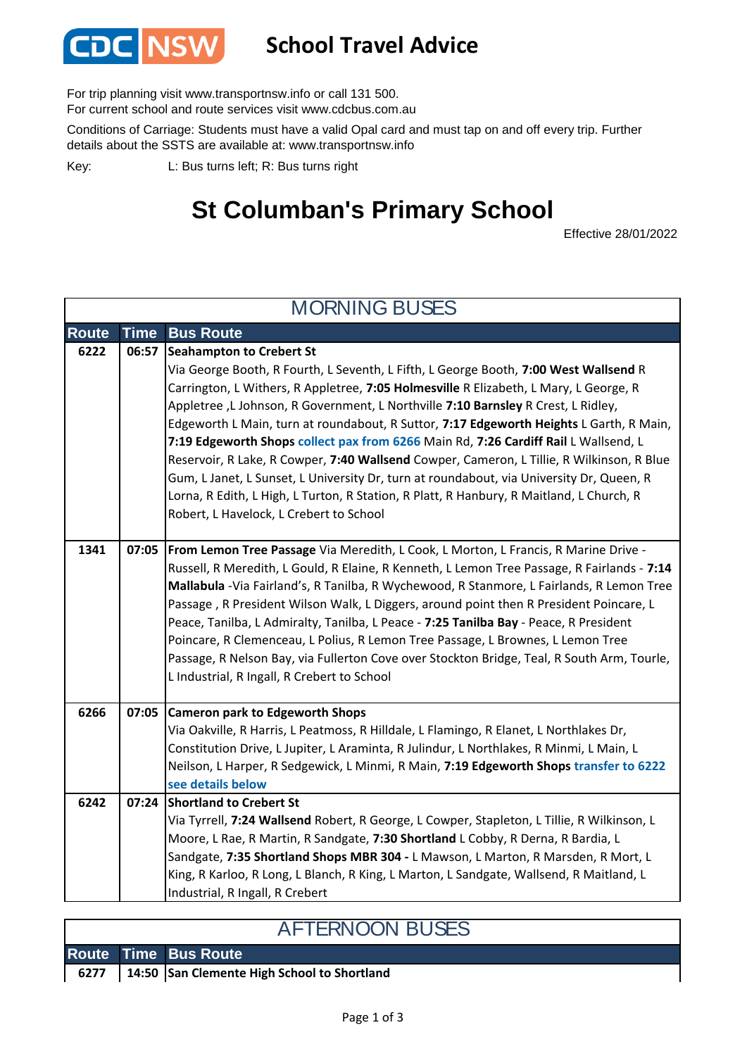CDC NSW **School Travel Advice**

For trip planning visit www.transportnsw.info or call 131 500.
For current school and route services visit www.cdcbus.com.au

Conditions of Carriage: Students must have a valid Opal card and must tap on and off every trip. Further details about the SSTS are available at: www.transportnsw.info

Key: L: Bus turns left; R: Bus turns right

# St Columban's Primary School

Effective 28/01/2022

## MORNING BUSES

| Route | Time | Bus Route |
|---|---|---|
| 6222 | 06:57 | **Seahampton to Crebert St** Via George Booth, R Fourth, L Seventh, L Fifth, L George Booth, **7:00 West Wallsend** R Carrington, L Withers, R Appletree, **7:05 Holmesville** R Elizabeth, L Mary, L George, R Appletree ,L Johnson, R Government, L Northville **7:10 Barnsley** R Crest, L Ridley, Edgeworth L Main, turn at roundabout, R Suttor, **7:17 Edgeworth Heights** L Garth, R Main, **7:19 Edgeworth Shops** collect pax from 6266 Main Rd, **7:26 Cardiff Rail** L Wallsend, L Reservoir, R Lake, R Cowper, **7:40 Wallsend** Cowper, Cameron, L Tillie, R Wilkinson, R Blue Gum, L Janet, L Sunset, L University Dr, turn at roundabout, via University Dr, Queen, R Lorna, R Edith, L High, L Turton, R Station, R Platt, R Hanbury, R Maitland, L Church, R Robert, L Havelock, L Crebert to School |
| 1341 | 07:05 | **From Lemon Tree Passage** Via Meredith, L Cook, L Morton, L Francis, R Marine Drive - Russell, R Meredith, L Gould, R Elaine, R Kenneth, L Lemon Tree Passage, R Fairlands - **7:14 Mallabula** -Via Fairland's, R Tanilba, R Wychewood, R Stanmore, L Fairlands, R Lemon Tree Passage , R President Wilson Walk, L Diggers, around point then R President Poincare, L Peace, Tanilba, L Admiralty, Tanilba, L Peace - **7:25 Tanilba Bay** - Peace, R President Poincare, R Clemenceau, L Polius, R Lemon Tree Passage, L Brownes, L Lemon Tree Passage, R Nelson Bay, via Fullerton Cove over Stockton Bridge, Teal, R South Arm, Tourle, L Industrial, R Ingall, R Crebert to School |
| 6266 | 07:05 | **Cameron park to Edgeworth Shops** Via Oakville, R Harris, L Peatmoss, R Hilldale, L Flamingo, R Elanet, L Northlakes Dr, Constitution Drive, L Jupiter, L Araminta, R Julindur, L Northlakes, R Minmi, L Main, L Neilson, L Harper, R Sedgewick, L Minmi, R Main, **7:19 Edgeworth Shops** transfer to 6222 see details below |
| 6242 | 07:24 | **Shortland to Crebert St** Via Tyrrell, **7:24 Wallsend** Robert, R George, L Cowper, Stapleton, L Tillie, R Wilkinson, L Moore, L Rae, R Martin, R Sandgate, **7:30 Shortland** L Cobby, R Derna, R Bardia, L Sandgate, **7:35 Shortland Shops MBR 304 -** L Mawson, L Marton, R Marsden, R Mort, L King, R Karloo, R Long, L Blanch, R King, L Marton, L Sandgate, Wallsend, R Maitland, L Industrial, R Ingall, R Crebert |

## AFTERNOON BUSES

| Route | Time | Bus Route |
|---|---|---|
| 6277 | 14:50 | **San Clemente High School to Shortland** |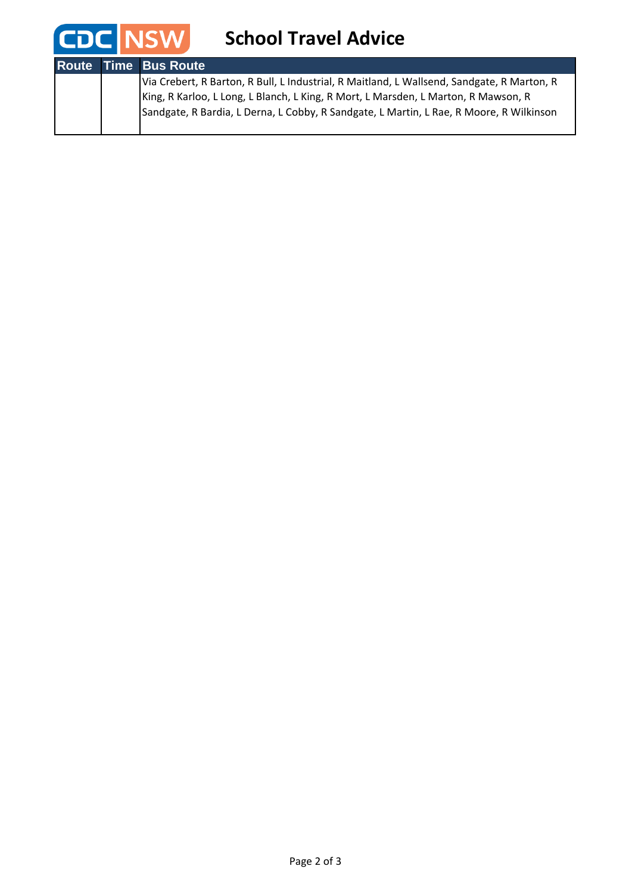# School Travel Advice

| Route | Time | Bus Route |
| --- | --- | --- |
| | | Via Crebert, R Barton, R Bull, L Industrial, R Maitland, L Wallsend, Sandgate, R Marton, R King, R Karloo, L Long, L Blanch, L King, R Mort, L Marsden, L Marton, R Mawson, R Sandgate, R Bardia, L Derna, L Cobby, R Sandgate, L Martin, L Rae, R Moore, R Wilkinson |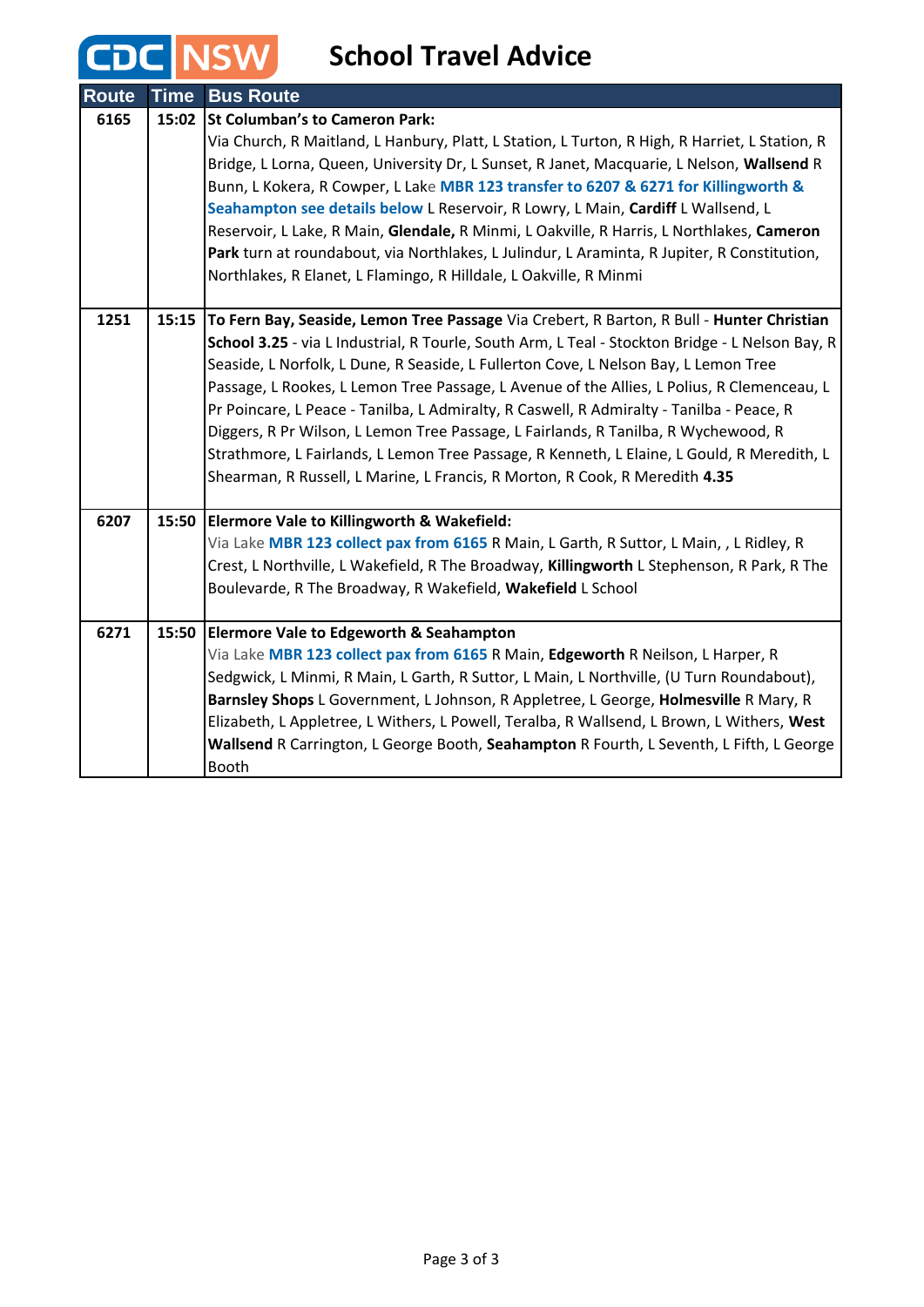# CDC NSW School Travel Advice

| Route | Time | Bus Route |
|---|---|---|
| 6165 | 15:02 | **St Columban's to Cameron Park:** Via Church, R Maitland, L Hanbury, Platt, L Station, L Turton, R High, R Harriet, L Station, R Bridge, L Lorna, Queen, University Dr, L Sunset, R Janet, Macquarie, L Nelson, **Wallsend** R Bunn, L Kokera, R Cowper, L Lake **MBR 123 transfer to 6207 & 6271 for Killingworth & Seahampton see details below** L Reservoir, R Lowry, L Main, **Cardiff** L Wallsend, L Reservoir, L Lake, R Main, **Glendale,** R Minmi, L Oakville, R Harris, L Northlakes, **Cameron Park** turn at roundabout, via Northlakes, L Julindur, L Araminta, R Jupiter, R Constitution, Northlakes, R Elanet, L Flamingo, R Hilldale, L Oakville, R Minmi |
| 1251 | 15:15 | **To Fern Bay, Seaside, Lemon Tree Passage** Via Crebert, R Barton, R Bull - **Hunter Christian School 3.25** - via L Industrial, R Tourle, South Arm, L Teal - Stockton Bridge - L Nelson Bay, R Seaside, L Norfolk, L Dune, R Seaside, L Fullerton Cove, L Nelson Bay, L Lemon Tree Passage, L Rookes, L Lemon Tree Passage, L Avenue of the Allies, L Polius, R Clemenceau, L Pr Poincare, L Peace - Tanilba, L Admiralty, R Caswell, R Admiralty - Tanilba - Peace, R Diggers, R Pr Wilson, L Lemon Tree Passage, L Fairlands, R Tanilba, R Wychewood, R Strathmore, L Fairlands, L Lemon Tree Passage, R Kenneth, L Elaine, L Gould, R Meredith, L Shearman, R Russell, L Marine, L Francis, R Morton, R Cook, R Meredith **4.35** |
| 6207 | 15:50 | **Elermore Vale to Killingworth & Wakefield:** Via Lake **MBR 123 collect pax from 6165** R Main, L Garth, R Suttor, L Main, , L Ridley, R Crest, L Northville, L Wakefield, R The Broadway, **Killingworth** L Stephenson, R Park, R The Boulevarde, R The Broadway, R Wakefield, **Wakefield** L School |
| 6271 | 15:50 | **Elermore Vale to Edgeworth & Seahampton** Via Lake **MBR 123 collect pax from 6165** R Main, **Edgeworth** R Neilson, L Harper, R Sedgwick, L Minmi, R Main, L Garth, R Suttor, L Main, L Northville, (U Turn Roundabout), **Barnsley Shops** L Government, L Johnson, R Appletree, L George, **Holmesville** R Mary, R Elizabeth, L Appletree, L Withers, L Powell, Teralba, R Wallsend, L Brown, L Withers, **West Wallsend** R Carrington, L George Booth, **Seahampton** R Fourth, L Seventh, L Fifth, L George Booth |